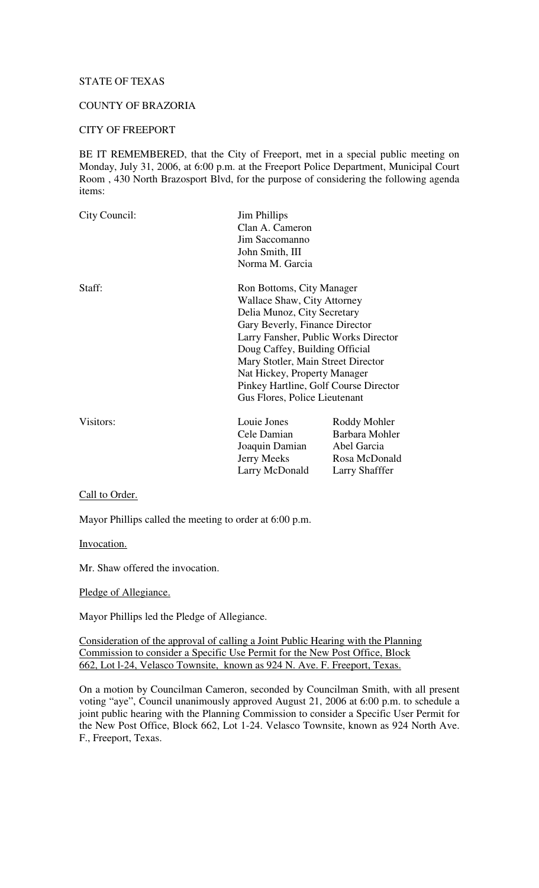STATE OF TEXAS

COUNTY OF BRAZORIA

CITY OF FREEPORT

BE IT REMEMBERED, that the City of Freeport, met in a special public meeting on Monday, July 31, 2006, at 6:00 p.m. at the Freeport Police Department, Municipal Court Room , 430 North Brazosport Blvd, for the purpose of considering the following agenda items:

| | | |
|---|---|---|
| City Council: | Jim Phillips<br>Clan A. Cameron<br>Jim Saccomanno<br>John Smith, III<br>Norma M. Garcia | |
| Staff: | Ron Bottoms, City Manager<br>Wallace Shaw, City Attorney<br>Delia Munoz, City Secretary<br>Gary Beverly, Finance Director<br>Larry Fansher, Public Works Director<br>Doug Caffey, Building Official<br>Mary Stotler, Main Street Director<br>Nat Hickey, Property Manager<br>Pinkey Hartline, Golf Course Director<br>Gus Flores, Police Lieutenant | |
| Visitors: | Louie Jones<br>Cele Damian<br>Joaquin Damian<br>Jerry Meeks<br>Larry McDonald | Roddy Mohler<br>Barbara Mohler<br>Abel Garcia<br>Rosa McDonald<br>Larry Shafffer |

Call to Order.

Mayor Phillips called the meeting to order at 6:00 p.m.

Invocation.

Mr. Shaw offered the invocation.

Pledge of Allegiance.

Mayor Phillips led the Pledge of Allegiance.

Consideration of the approval of calling a Joint Public Hearing with the Planning Commission to consider a Specific Use Permit for the New Post Office, Block 662, Lot l-24, Velasco Townsite, known as 924 N. Ave. F. Freeport, Texas.

On a motion by Councilman Cameron, seconded by Councilman Smith, with all present voting "aye", Council unanimously approved August 21, 2006 at 6:00 p.m. to schedule a joint public hearing with the Planning Commission to consider a Specific User Permit for the New Post Office, Block 662, Lot 1-24. Velasco Townsite, known as 924 North Ave. F., Freeport, Texas.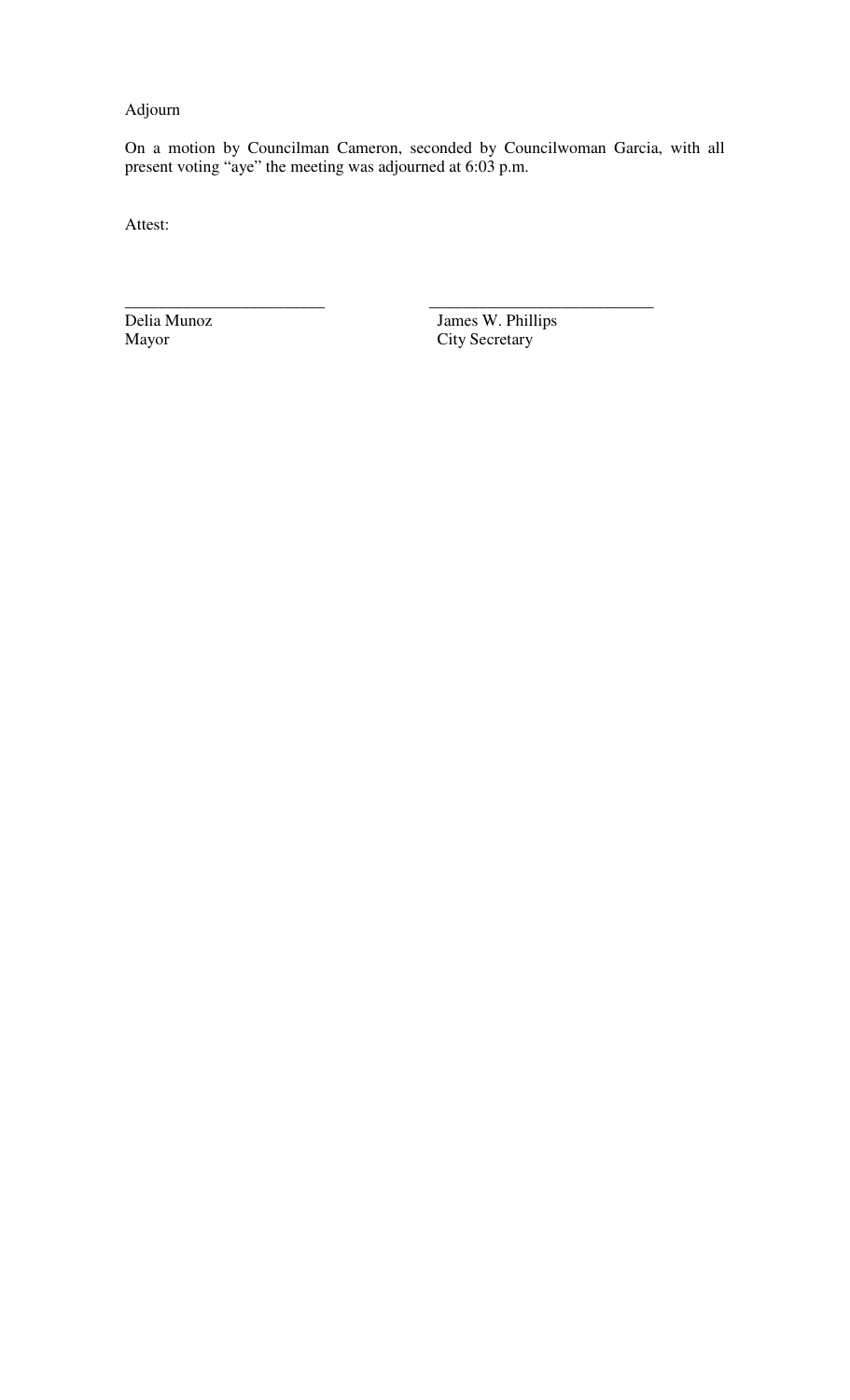Adjourn

On a motion by Councilman Cameron, seconded by Councilwoman Garcia, with all present voting "aye" the meeting was adjourned at 6:03 p.m.

Attest:

| | |
|---|---|
| _______________________ | _________________________ |
| Delia Munoz | James W. Phillips |
| Mayor | City Secretary |